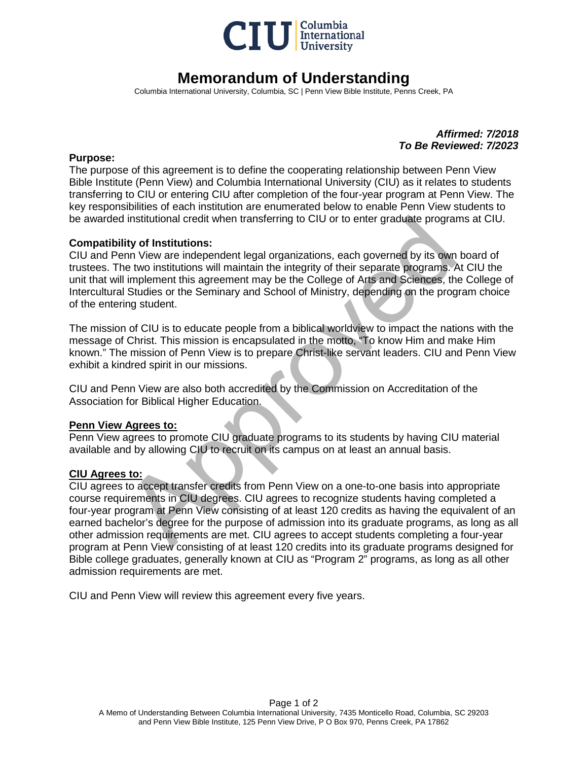# Memorandum of Understanding

Columbia International University, Columbia, SC | Penn View Bible Institute, Penns Creek, PA

***Affirmed: 7/2018***
***To Be Reviewed: 7/2023***

**Purpose:**
The purpose of this agreement is to define the cooperating relationship between Penn View Bible Institute (Penn View) and Columbia International University (CIU) as it relates to students transferring to CIU or entering CIU after completion of the four-year program at Penn View. The key responsibilities of each institution are enumerated below to enable Penn View students to be awarded institutional credit when transferring to CIU or to enter graduate programs at CIU.

**Compatibility of Institutions:**
CIU and Penn View are independent legal organizations, each governed by its own board of trustees. The two institutions will maintain the integrity of their separate programs. At CIU the unit that will implement this agreement may be the College of Arts and Sciences, the College of Intercultural Studies or the Seminary and School of Ministry, depending on the program choice of the entering student.

The mission of CIU is to educate people from a biblical worldview to impact the nations with the message of Christ. This mission is encapsulated in the motto, "To know Him and make Him known." The mission of Penn View is to prepare Christ-like servant leaders. CIU and Penn View exhibit a kindred spirit in our missions.

CIU and Penn View are also both accredited by the Commission on Accreditation of the Association for Biblical Higher Education.

**Penn View Agrees to:**
Penn View agrees to promote CIU graduate programs to its students by having CIU material available and by allowing CIU to recruit on its campus on at least an annual basis.

**CIU Agrees to:**
CIU agrees to accept transfer credits from Penn View on a one-to-one basis into appropriate course requirements in CIU degrees. CIU agrees to recognize students having completed a four-year program at Penn View consisting of at least 120 credits as having the equivalent of an earned bachelor's degree for the purpose of admission into its graduate programs, as long as all other admission requirements are met. CIU agrees to accept students completing a four-year program at Penn View consisting of at least 120 credits into its graduate programs designed for Bible college graduates, generally known at CIU as "Program 2" programs, as long as all other admission requirements are met.

CIU and Penn View will review this agreement every five years.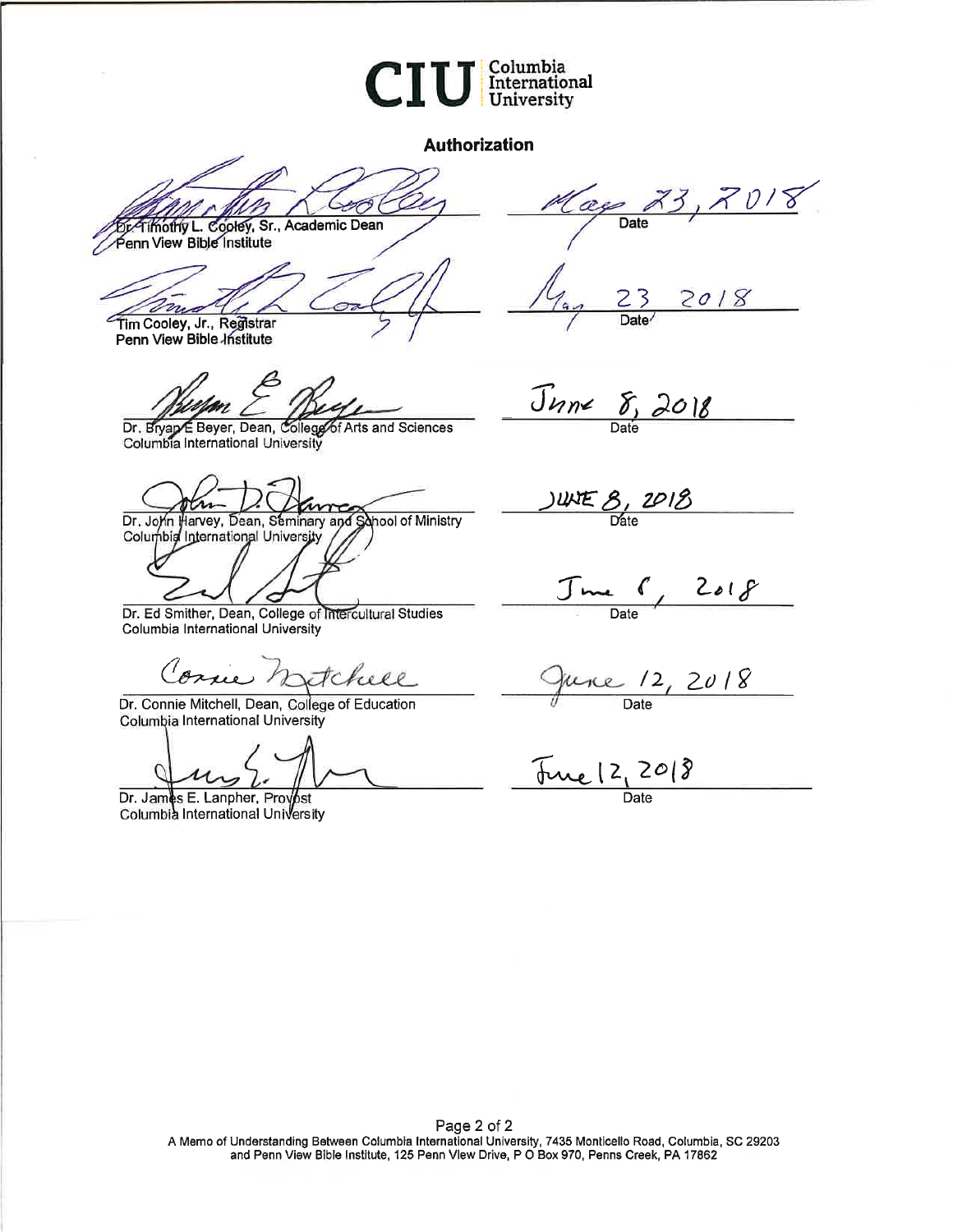**CIU** Columbia International University

## Authorization

| | |
|---|---|
| Dr. Timothy L. Cooley, Sr., Academic Dean<br>Penn View Bible Institute | May 23, 2018<br>Date |
| Tim Cooley, Jr., Registrar<br>Penn View Bible Institute | May 23 2018<br>Date |
| Dr. Bryan E Beyer, Dean, College of Arts and Sciences<br>Columbia International University | June 8, 2018<br>Date |
| Dr. John Harvey, Dean, Seminary and School of Ministry<br>Columbia International University | JUNE 8, 2018<br>Date |
| Dr. Ed Smither, Dean, College of Intercultural Studies<br>Columbia International University | June 6, 2018<br>Date |
| Dr. Connie Mitchell, Dean, College of Education<br>Columbia International University | June 12, 2018<br>Date |
| Dr. James E. Lanpher, Provost<br>Columbia International University | June 12, 2018<br>Date |

A Memo of Understanding Between Columbia International University, 7435 Monticello Road, Columbia, SC 29203 and Penn View Bible Institute, 125 Penn View Drive, P O Box 970, Penns Creek, PA 17862